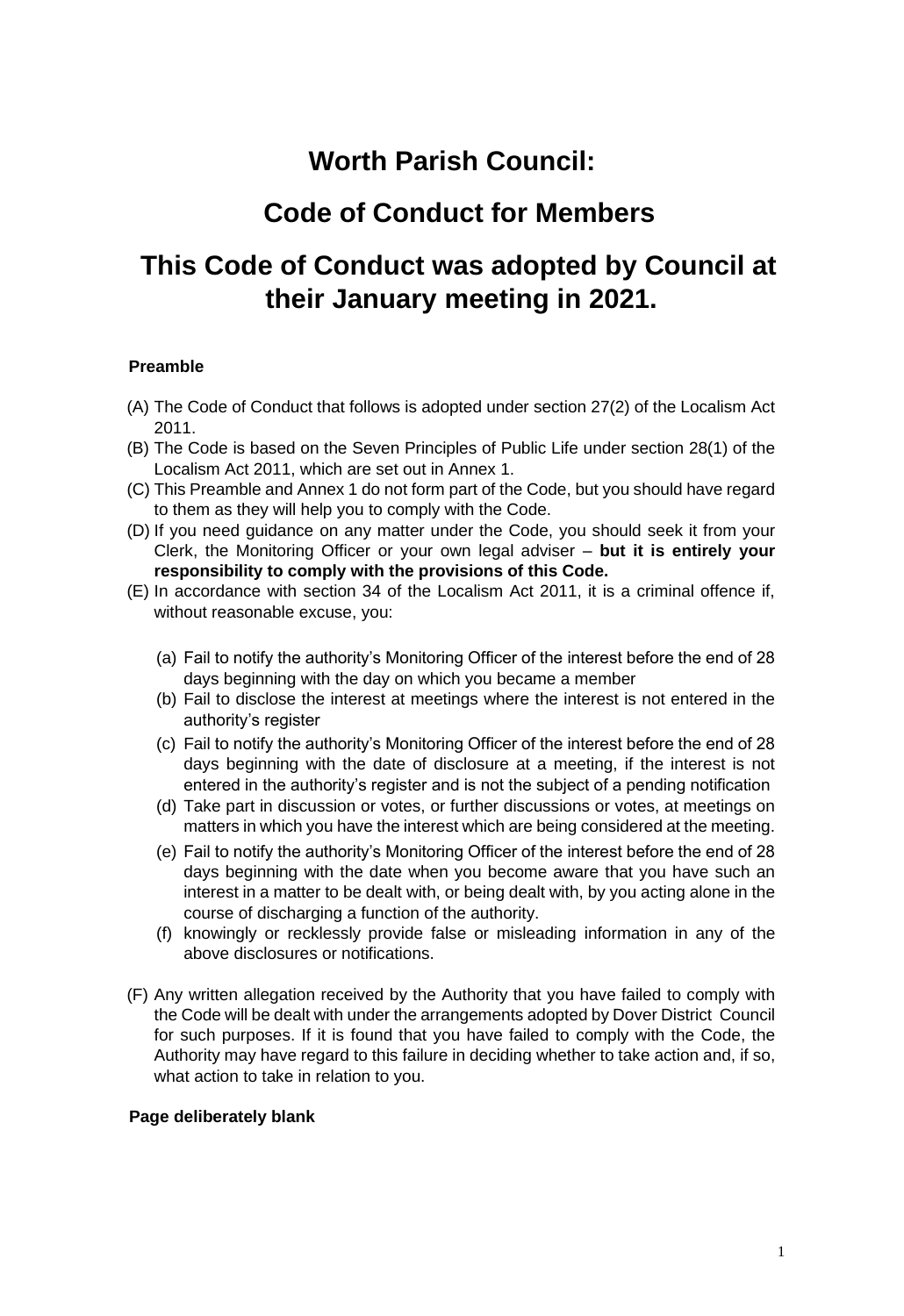# Worth Parish Council:

# Code of Conduct for Members

# This Code of Conduct was adopted by Council at their January meeting in 2021.

**Preamble**

(A) The Code of Conduct that follows is adopted under section 27(2) of the Localism Act 2011.

(B) The Code is based on the Seven Principles of Public Life under section 28(1) of the Localism Act 2011, which are set out in Annex 1.

(C) This Preamble and Annex 1 do not form part of the Code, but you should have regard to them as they will help you to comply with the Code.

(D) If you need guidance on any matter under the Code, you should seek it from your Clerk, the Monitoring Officer or your own legal adviser – **but it is entirely your responsibility to comply with the provisions of this Code.**

(E) In accordance with section 34 of the Localism Act 2011, it is a criminal offence if, without reasonable excuse, you:

   (a) Fail to notify the authority's Monitoring Officer of the interest before the end of 28 days beginning with the day on which you became a member

   (b) Fail to disclose the interest at meetings where the interest is not entered in the authority's register

   (c) Fail to notify the authority's Monitoring Officer of the interest before the end of 28 days beginning with the date of disclosure at a meeting, if the interest is not entered in the authority's register and is not the subject of a pending notification

   (d) Take part in discussion or votes, or further discussions or votes, at meetings on matters in which you have the interest which are being considered at the meeting.

   (e) Fail to notify the authority's Monitoring Officer of the interest before the end of 28 days beginning with the date when you become aware that you have such an interest in a matter to be dealt with, or being dealt with, by you acting alone in the course of discharging a function of the authority.

   (f) knowingly or recklessly provide false or misleading information in any of the above disclosures or notifications.

(F) Any written allegation received by the Authority that you have failed to comply with the Code will be dealt with under the arrangements adopted by Dover District Council for such purposes. If it is found that you have failed to comply with the Code, the Authority may have regard to this failure in deciding whether to take action and, if so, what action to take in relation to you.

**Page deliberately blank**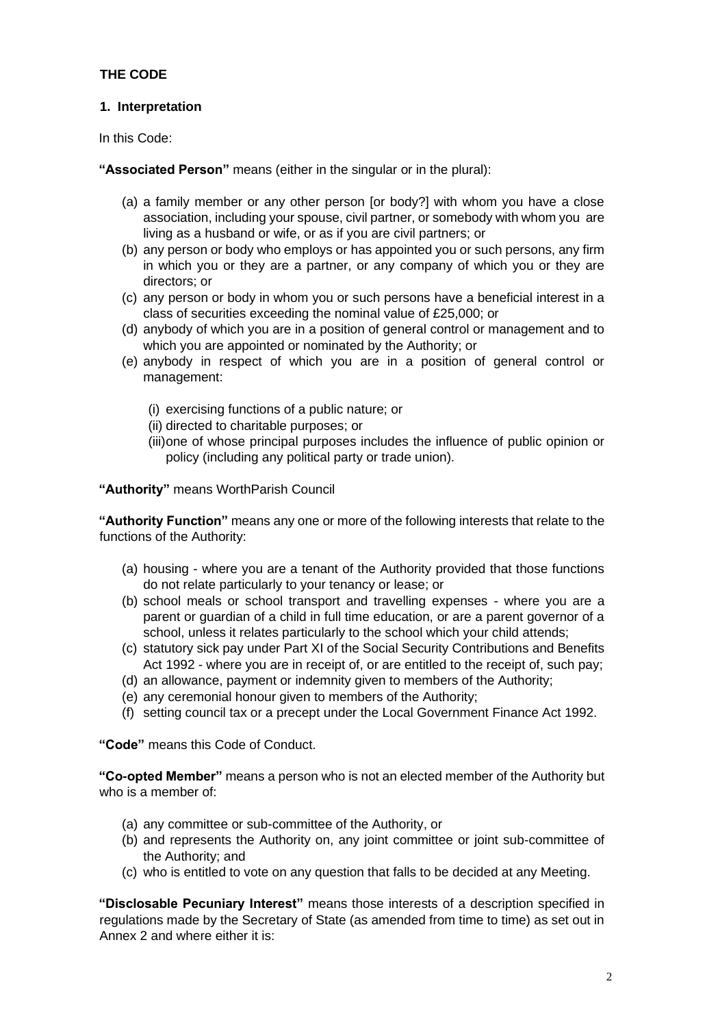**THE CODE**

**1. Interpretation**

In this Code:

**"Associated Person"** means (either in the singular or in the plural):

(a) a family member or any other person [or body?] with whom you have a close association, including your spouse, civil partner, or somebody with whom you are living as a husband or wife, or as if you are civil partners; or
(b) any person or body who employs or has appointed you or such persons, any firm in which you or they are a partner, or any company of which you or they are directors; or
(c) any person or body in whom you or such persons have a beneficial interest in a class of securities exceeding the nominal value of £25,000; or
(d) anybody of which you are in a position of general control or management and to which you are appointed or nominated by the Authority; or
(e) anybody in respect of which you are in a position of general control or management:

  (i) exercising functions of a public nature; or
  (ii) directed to charitable purposes; or
  (iii) one of whose principal purposes includes the influence of public opinion or policy (including any political party or trade union).

**"Authority"** means WorthParish Council

**"Authority Function"** means any one or more of the following interests that relate to the functions of the Authority:

(a) housing - where you are a tenant of the Authority provided that those functions do not relate particularly to your tenancy or lease; or
(b) school meals or school transport and travelling expenses - where you are a parent or guardian of a child in full time education, or are a parent governor of a school, unless it relates particularly to the school which your child attends;
(c) statutory sick pay under Part XI of the Social Security Contributions and Benefits Act 1992 - where you are in receipt of, or are entitled to the receipt of, such pay;
(d) an allowance, payment or indemnity given to members of the Authority;
(e) any ceremonial honour given to members of the Authority;
(f) setting council tax or a precept under the Local Government Finance Act 1992.

**"Code"** means this Code of Conduct.

**"Co-opted Member"** means a person who is not an elected member of the Authority but who is a member of:

(a) any committee or sub-committee of the Authority, or
(b) and represents the Authority on, any joint committee or joint sub-committee of the Authority; and
(c) who is entitled to vote on any question that falls to be decided at any Meeting.

**"Disclosable Pecuniary Interest"** means those interests of a description specified in regulations made by the Secretary of State (as amended from time to time) as set out in Annex 2 and where either it is: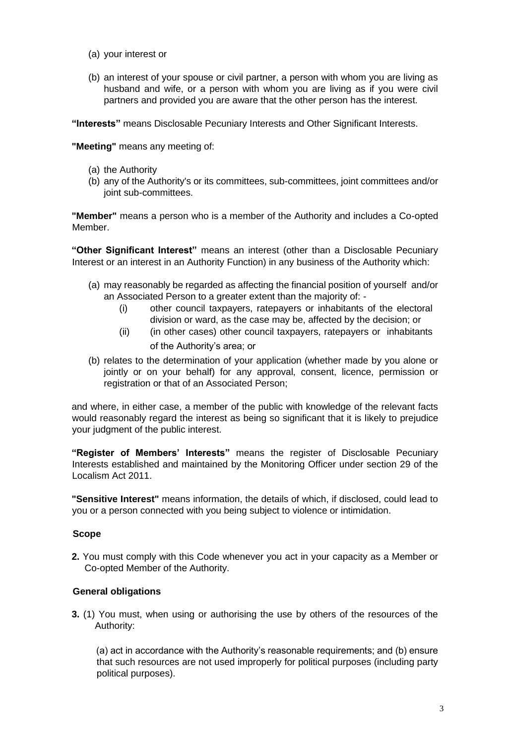(a) your interest or

(b) an interest of your spouse or civil partner, a person with whom you are living as husband and wife, or a person with whom you are living as if you were civil partners and provided you are aware that the other person has the interest.

**"Interests"** means Disclosable Pecuniary Interests and Other Significant Interests.

**"Meeting"** means any meeting of:

(a) the Authority
(b) any of the Authority's or its committees, sub-committees, joint committees and/or joint sub-committees.

**"Member"** means a person who is a member of the Authority and includes a Co-opted Member.

**"Other Significant Interest"** means an interest (other than a Disclosable Pecuniary Interest or an interest in an Authority Function) in any business of the Authority which:

(a) may reasonably be regarded as affecting the financial position of yourself and/or an Associated Person to a greater extent than the majority of: -
   (i) other council taxpayers, ratepayers or inhabitants of the electoral division or ward, as the case may be, affected by the decision; or
   (ii) (in other cases) other council taxpayers, ratepayers or inhabitants of the Authority's area; or

(b) relates to the determination of your application (whether made by you alone or jointly or on your behalf) for any approval, consent, licence, permission or registration or that of an Associated Person;

and where, in either case, a member of the public with knowledge of the relevant facts would reasonably regard the interest as being so significant that it is likely to prejudice your judgment of the public interest.

**"Register of Members' Interests"** means the register of Disclosable Pecuniary Interests established and maintained by the Monitoring Officer under section 29 of the Localism Act 2011.

**"Sensitive Interest"** means information, the details of which, if disclosed, could lead to you or a person connected with you being subject to violence or intimidation.

### Scope

**2.** You must comply with this Code whenever you act in your capacity as a Member or Co-opted Member of the Authority.

### General obligations

**3.** (1) You must, when using or authorising the use by others of the resources of the Authority:

(a) act in accordance with the Authority's reasonable requirements; and (b) ensure that such resources are not used improperly for political purposes (including party political purposes).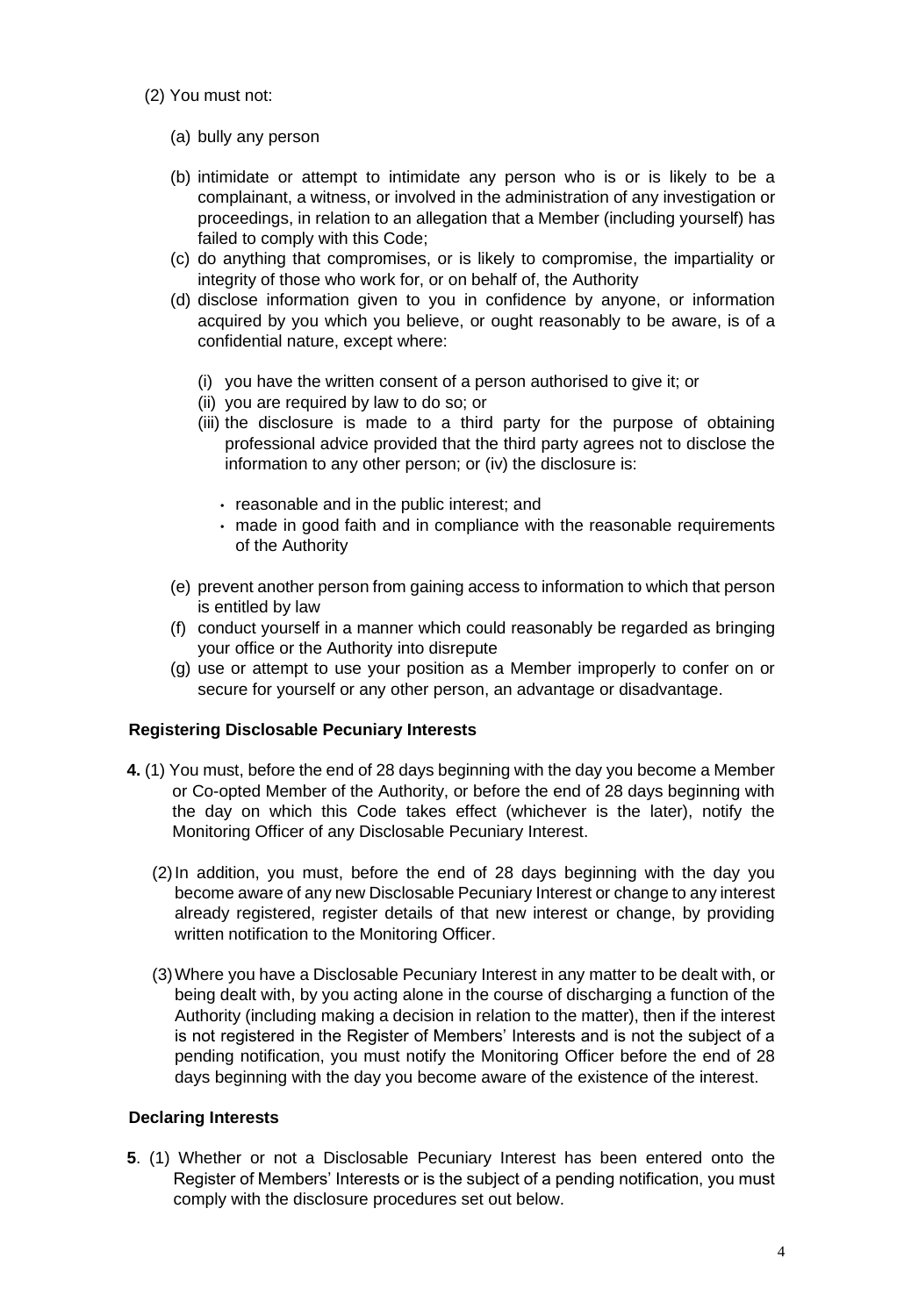(2) You must not:

(a) bully any person

(b) intimidate or attempt to intimidate any person who is or is likely to be a complainant, a witness, or involved in the administration of any investigation or proceedings, in relation to an allegation that a Member (including yourself) has failed to comply with this Code;

(c) do anything that compromises, or is likely to compromise, the impartiality or integrity of those who work for, or on behalf of, the Authority

(d) disclose information given to you in confidence by anyone, or information acquired by you which you believe, or ought reasonably to be aware, is of a confidential nature, except where:

  (i) you have the written consent of a person authorised to give it; or
  (ii) you are required by law to do so; or
  (iii) the disclosure is made to a third party for the purpose of obtaining professional advice provided that the third party agrees not to disclose the information to any other person; or (iv) the disclosure is:

    - reasonable and in the public interest; and
    - made in good faith and in compliance with the reasonable requirements of the Authority

(e) prevent another person from gaining access to information to which that person is entitled by law

(f) conduct yourself in a manner which could reasonably be regarded as bringing your office or the Authority into disrepute

(g) use or attempt to use your position as a Member improperly to confer on or secure for yourself or any other person, an advantage or disadvantage.

### Registering Disclosable Pecuniary Interests

**4.** (1) You must, before the end of 28 days beginning with the day you become a Member or Co-opted Member of the Authority, or before the end of 28 days beginning with the day on which this Code takes effect (whichever is the later), notify the Monitoring Officer of any Disclosable Pecuniary Interest.

(2) In addition, you must, before the end of 28 days beginning with the day you become aware of any new Disclosable Pecuniary Interest or change to any interest already registered, register details of that new interest or change, by providing written notification to the Monitoring Officer.

(3) Where you have a Disclosable Pecuniary Interest in any matter to be dealt with, or being dealt with, by you acting alone in the course of discharging a function of the Authority (including making a decision in relation to the matter), then if the interest is not registered in the Register of Members' Interests and is not the subject of a pending notification, you must notify the Monitoring Officer before the end of 28 days beginning with the day you become aware of the existence of the interest.

### Declaring Interests

**5**. (1) Whether or not a Disclosable Pecuniary Interest has been entered onto the Register of Members' Interests or is the subject of a pending notification, you must comply with the disclosure procedures set out below.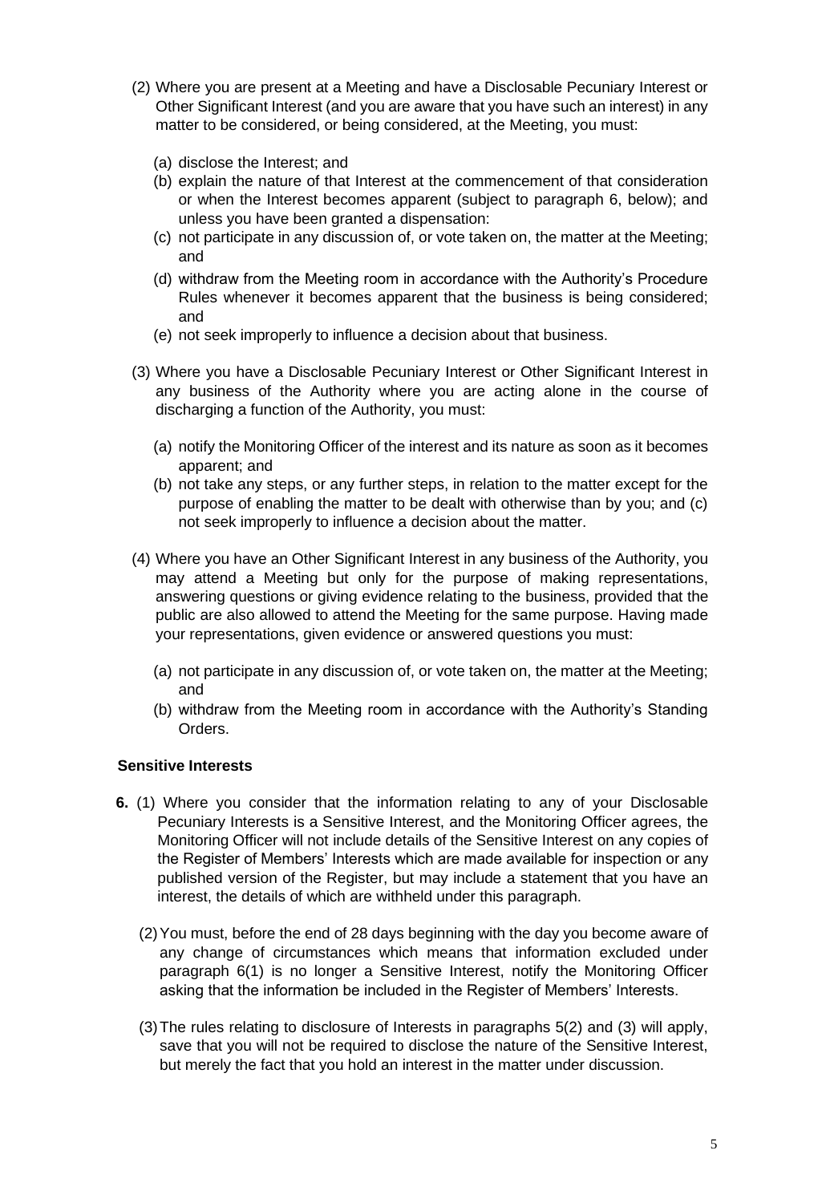(2) Where you are present at a Meeting and have a Disclosable Pecuniary Interest or Other Significant Interest (and you are aware that you have such an interest) in any matter to be considered, or being considered, at the Meeting, you must:

   (a) disclose the Interest; and
   (b) explain the nature of that Interest at the commencement of that consideration or when the Interest becomes apparent (subject to paragraph 6, below); and unless you have been granted a dispensation:
   (c) not participate in any discussion of, or vote taken on, the matter at the Meeting; and
   (d) withdraw from the Meeting room in accordance with the Authority's Procedure Rules whenever it becomes apparent that the business is being considered; and
   (e) not seek improperly to influence a decision about that business.

(3) Where you have a Disclosable Pecuniary Interest or Other Significant Interest in any business of the Authority where you are acting alone in the course of discharging a function of the Authority, you must:

   (a) notify the Monitoring Officer of the interest and its nature as soon as it becomes apparent; and
   (b) not take any steps, or any further steps, in relation to the matter except for the purpose of enabling the matter to be dealt with otherwise than by you; and (c) not seek improperly to influence a decision about the matter.

(4) Where you have an Other Significant Interest in any business of the Authority, you may attend a Meeting but only for the purpose of making representations, answering questions or giving evidence relating to the business, provided that the public are also allowed to attend the Meeting for the same purpose. Having made your representations, given evidence or answered questions you must:

   (a) not participate in any discussion of, or vote taken on, the matter at the Meeting; and
   (b) withdraw from the Meeting room in accordance with the Authority's Standing Orders.

**Sensitive Interests**

**6.** (1) Where you consider that the information relating to any of your Disclosable Pecuniary Interests is a Sensitive Interest, and the Monitoring Officer agrees, the Monitoring Officer will not include details of the Sensitive Interest on any copies of the Register of Members' Interests which are made available for inspection or any published version of the Register, but may include a statement that you have an interest, the details of which are withheld under this paragraph.

(2) You must, before the end of 28 days beginning with the day you become aware of any change of circumstances which means that information excluded under paragraph 6(1) is no longer a Sensitive Interest, notify the Monitoring Officer asking that the information be included in the Register of Members' Interests.

(3) The rules relating to disclosure of Interests in paragraphs 5(2) and (3) will apply, save that you will not be required to disclose the nature of the Sensitive Interest, but merely the fact that you hold an interest in the matter under discussion.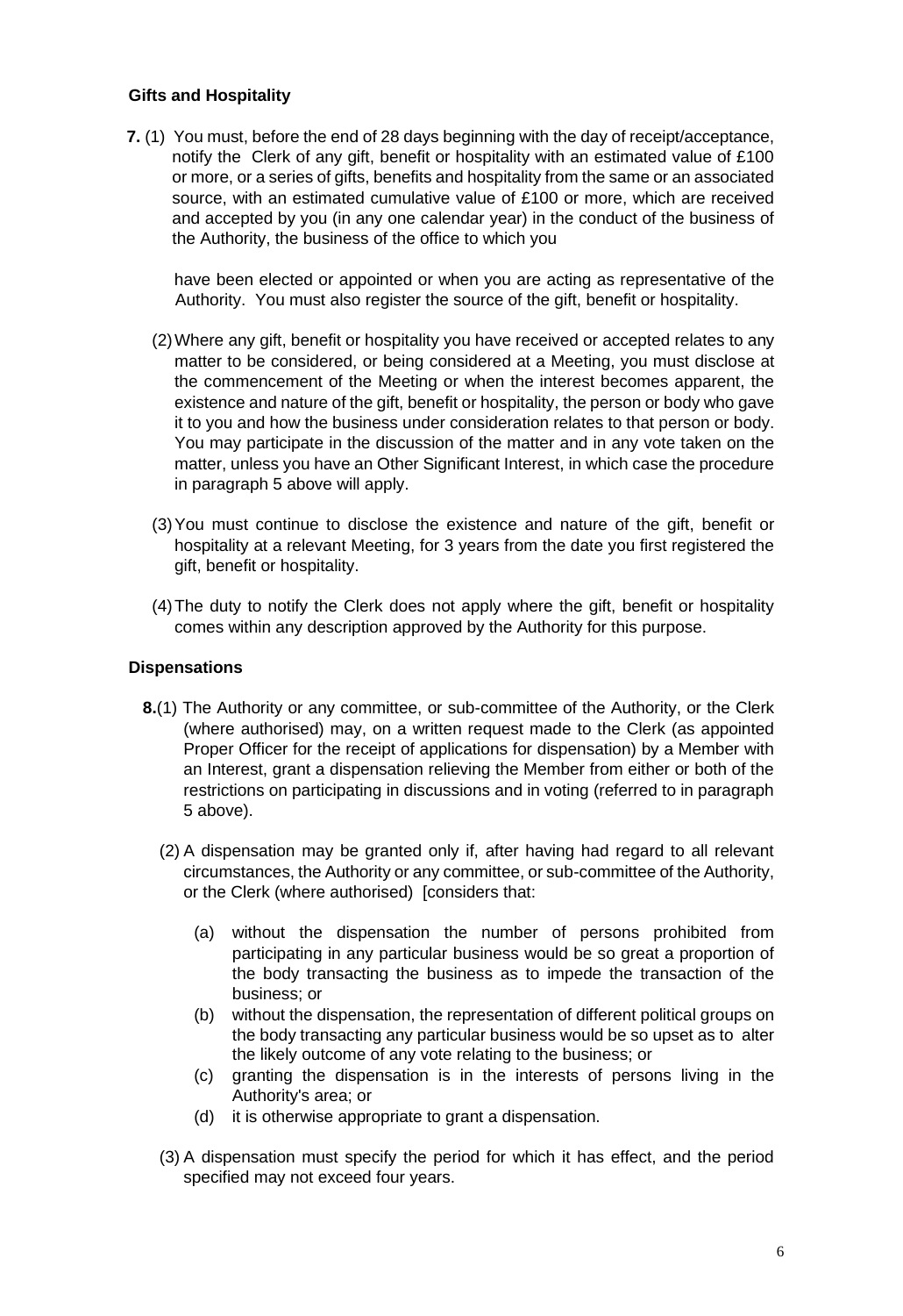**Gifts and Hospitality**

**7.** (1) You must, before the end of 28 days beginning with the day of receipt/acceptance, notify the Clerk of any gift, benefit or hospitality with an estimated value of £100 or more, or a series of gifts, benefits and hospitality from the same or an associated source, with an estimated cumulative value of £100 or more, which are received and accepted by you (in any one calendar year) in the conduct of the business of the Authority, the business of the office to which you have been elected or appointed or when you are acting as representative of the Authority. You must also register the source of the gift, benefit or hospitality.

(2) Where any gift, benefit or hospitality you have received or accepted relates to any matter to be considered, or being considered at a Meeting, you must disclose at the commencement of the Meeting or when the interest becomes apparent, the existence and nature of the gift, benefit or hospitality, the person or body who gave it to you and how the business under consideration relates to that person or body. You may participate in the discussion of the matter and in any vote taken on the matter, unless you have an Other Significant Interest, in which case the procedure in paragraph 5 above will apply.

(3) You must continue to disclose the existence and nature of the gift, benefit or hospitality at a relevant Meeting, for 3 years from the date you first registered the gift, benefit or hospitality.

(4) The duty to notify the Clerk does not apply where the gift, benefit or hospitality comes within any description approved by the Authority for this purpose.

**Dispensations**

**8.**(1) The Authority or any committee, or sub-committee of the Authority, or the Clerk (where authorised) may, on a written request made to the Clerk (as appointed Proper Officer for the receipt of applications for dispensation) by a Member with an Interest, grant a dispensation relieving the Member from either or both of the restrictions on participating in discussions and in voting (referred to in paragraph 5 above).

(2) A dispensation may be granted only if, after having had regard to all relevant circumstances, the Authority or any committee, or sub-committee of the Authority, or the Clerk (where authorised) [considers that:

(a) without the dispensation the number of persons prohibited from participating in any particular business would be so great a proportion of the body transacting the business as to impede the transaction of the business; or

(b) without the dispensation, the representation of different political groups on the body transacting any particular business would be so upset as to alter the likely outcome of any vote relating to the business; or

(c) granting the dispensation is in the interests of persons living in the Authority's area; or

(d) it is otherwise appropriate to grant a dispensation.

(3) A dispensation must specify the period for which it has effect, and the period specified may not exceed four years.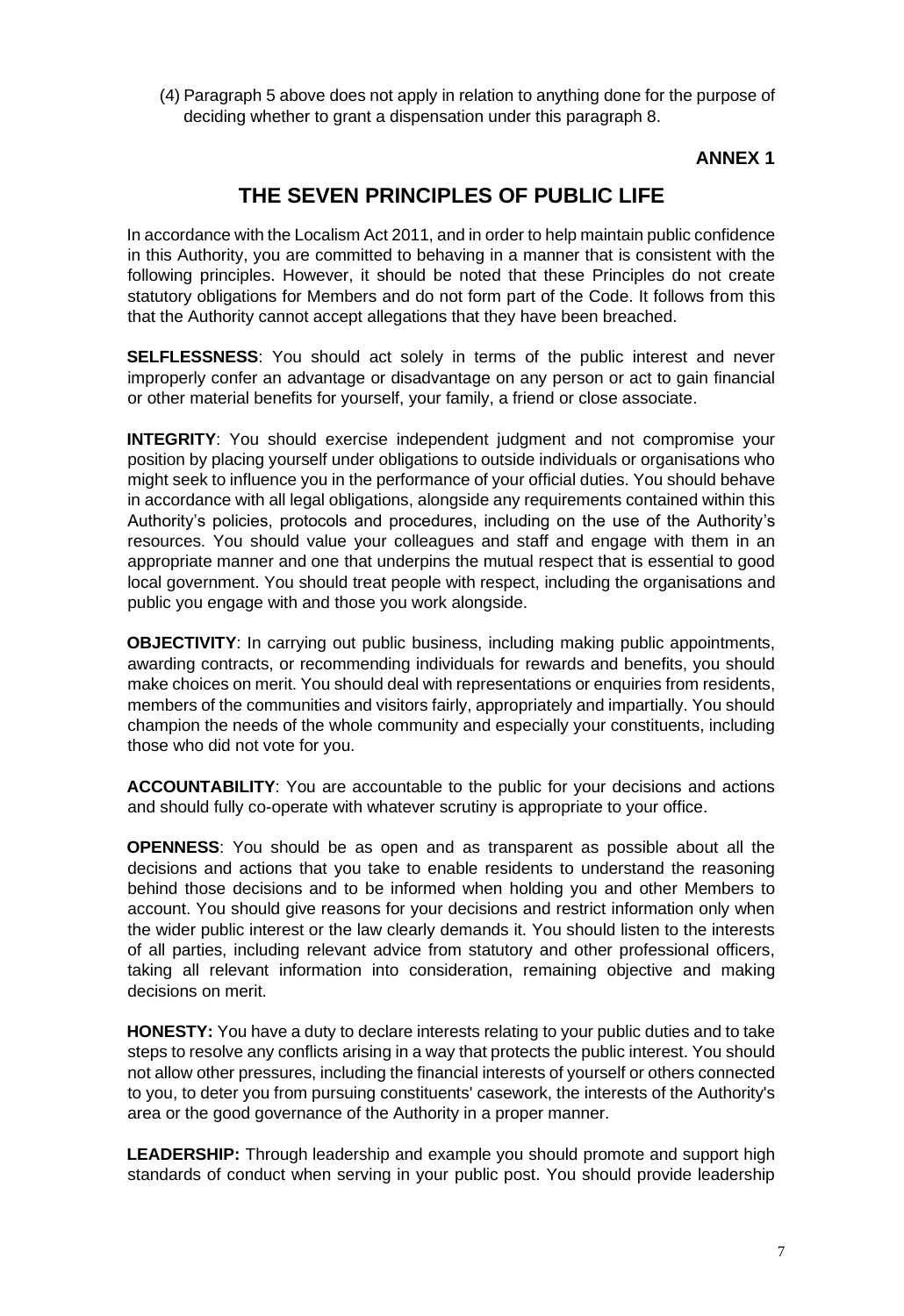(4) Paragraph 5 above does not apply in relation to anything done for the purpose of deciding whether to grant a dispensation under this paragraph 8.

**ANNEX 1**

# THE SEVEN PRINCIPLES OF PUBLIC LIFE

In accordance with the Localism Act 2011, and in order to help maintain public confidence in this Authority, you are committed to behaving in a manner that is consistent with the following principles. However, it should be noted that these Principles do not create statutory obligations for Members and do not form part of the Code. It follows from this that the Authority cannot accept allegations that they have been breached.

**SELFLESSNESS**: You should act solely in terms of the public interest and never improperly confer an advantage or disadvantage on any person or act to gain financial or other material benefits for yourself, your family, a friend or close associate.

**INTEGRITY**: You should exercise independent judgment and not compromise your position by placing yourself under obligations to outside individuals or organisations who might seek to influence you in the performance of your official duties. You should behave in accordance with all legal obligations, alongside any requirements contained within this Authority's policies, protocols and procedures, including on the use of the Authority's resources. You should value your colleagues and staff and engage with them in an appropriate manner and one that underpins the mutual respect that is essential to good local government. You should treat people with respect, including the organisations and public you engage with and those you work alongside.

**OBJECTIVITY**: In carrying out public business, including making public appointments, awarding contracts, or recommending individuals for rewards and benefits, you should make choices on merit. You should deal with representations or enquiries from residents, members of the communities and visitors fairly, appropriately and impartially. You should champion the needs of the whole community and especially your constituents, including those who did not vote for you.

**ACCOUNTABILITY**: You are accountable to the public for your decisions and actions and should fully co-operate with whatever scrutiny is appropriate to your office.

**OPENNESS**: You should be as open and as transparent as possible about all the decisions and actions that you take to enable residents to understand the reasoning behind those decisions and to be informed when holding you and other Members to account. You should give reasons for your decisions and restrict information only when the wider public interest or the law clearly demands it. You should listen to the interests of all parties, including relevant advice from statutory and other professional officers, taking all relevant information into consideration, remaining objective and making decisions on merit.

**HONESTY:** You have a duty to declare interests relating to your public duties and to take steps to resolve any conflicts arising in a way that protects the public interest. You should not allow other pressures, including the financial interests of yourself or others connected to you, to deter you from pursuing constituents' casework, the interests of the Authority's area or the good governance of the Authority in a proper manner.

**LEADERSHIP:** Through leadership and example you should promote and support high standards of conduct when serving in your public post. You should provide leadership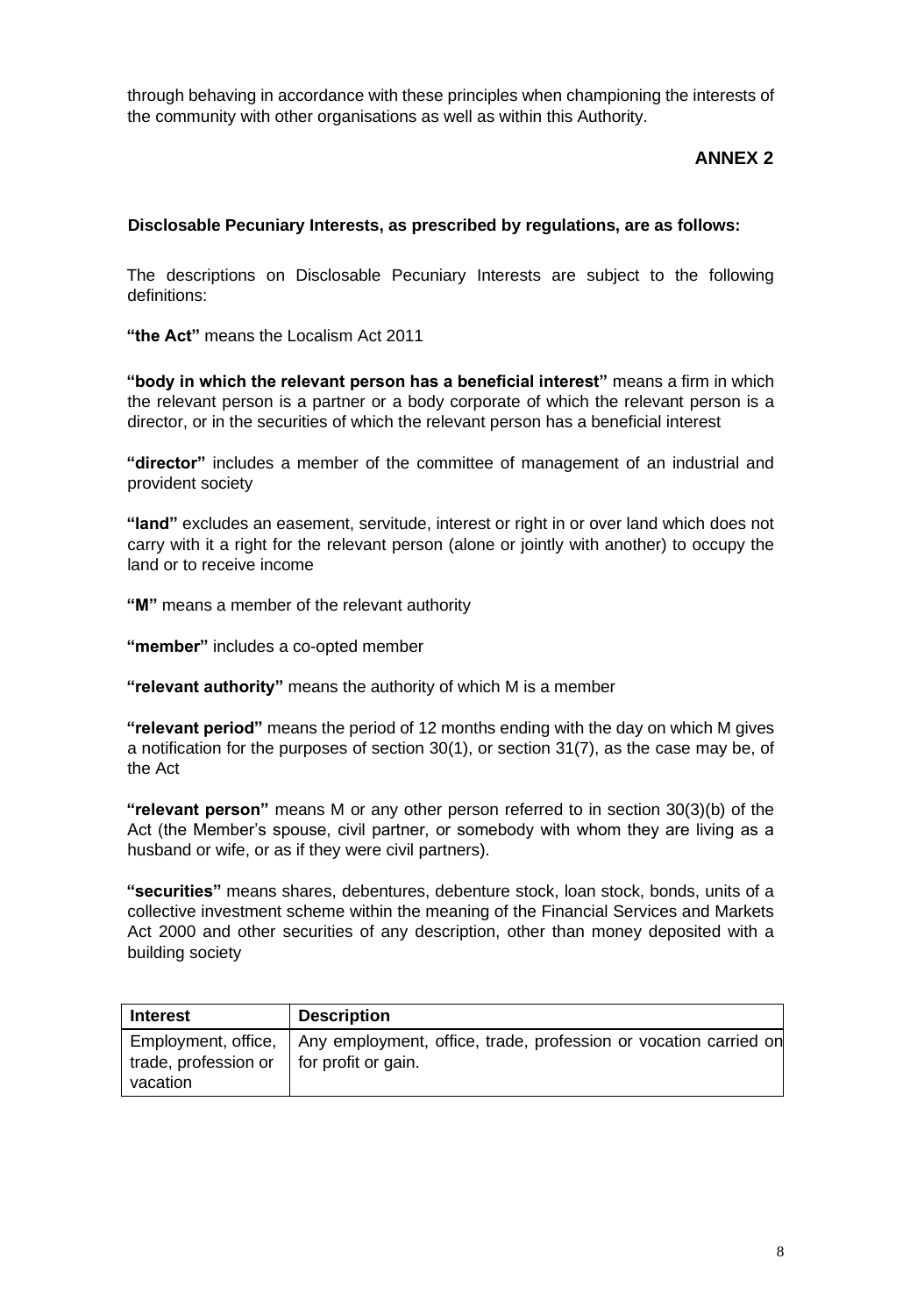through behaving in accordance with these principles when championing the interests of the community with other organisations as well as within this Authority.

## ANNEX 2

**Disclosable Pecuniary Interests, as prescribed by regulations, are as follows:**

The descriptions on Disclosable Pecuniary Interests are subject to the following definitions:

**"the Act"** means the Localism Act 2011

**"body in which the relevant person has a beneficial interest"** means a firm in which the relevant person is a partner or a body corporate of which the relevant person is a director, or in the securities of which the relevant person has a beneficial interest

**"director"** includes a member of the committee of management of an industrial and provident society

**"land"** excludes an easement, servitude, interest or right in or over land which does not carry with it a right for the relevant person (alone or jointly with another) to occupy the land or to receive income

**"M"** means a member of the relevant authority

**"member"** includes a co-opted member

**"relevant authority"** means the authority of which M is a member

**"relevant period"** means the period of 12 months ending with the day on which M gives a notification for the purposes of section 30(1), or section 31(7), as the case may be, of the Act

**"relevant person"** means M or any other person referred to in section 30(3)(b) of the Act (the Member's spouse, civil partner, or somebody with whom they are living as a husband or wife, or as if they were civil partners).

**"securities"** means shares, debentures, debenture stock, loan stock, bonds, units of a collective investment scheme within the meaning of the Financial Services and Markets Act 2000 and other securities of any description, other than money deposited with a building society

| Interest | Description |
|---|---|
| Employment, office, trade, profession or vacation | Any employment, office, trade, profession or vocation carried on for profit or gain. |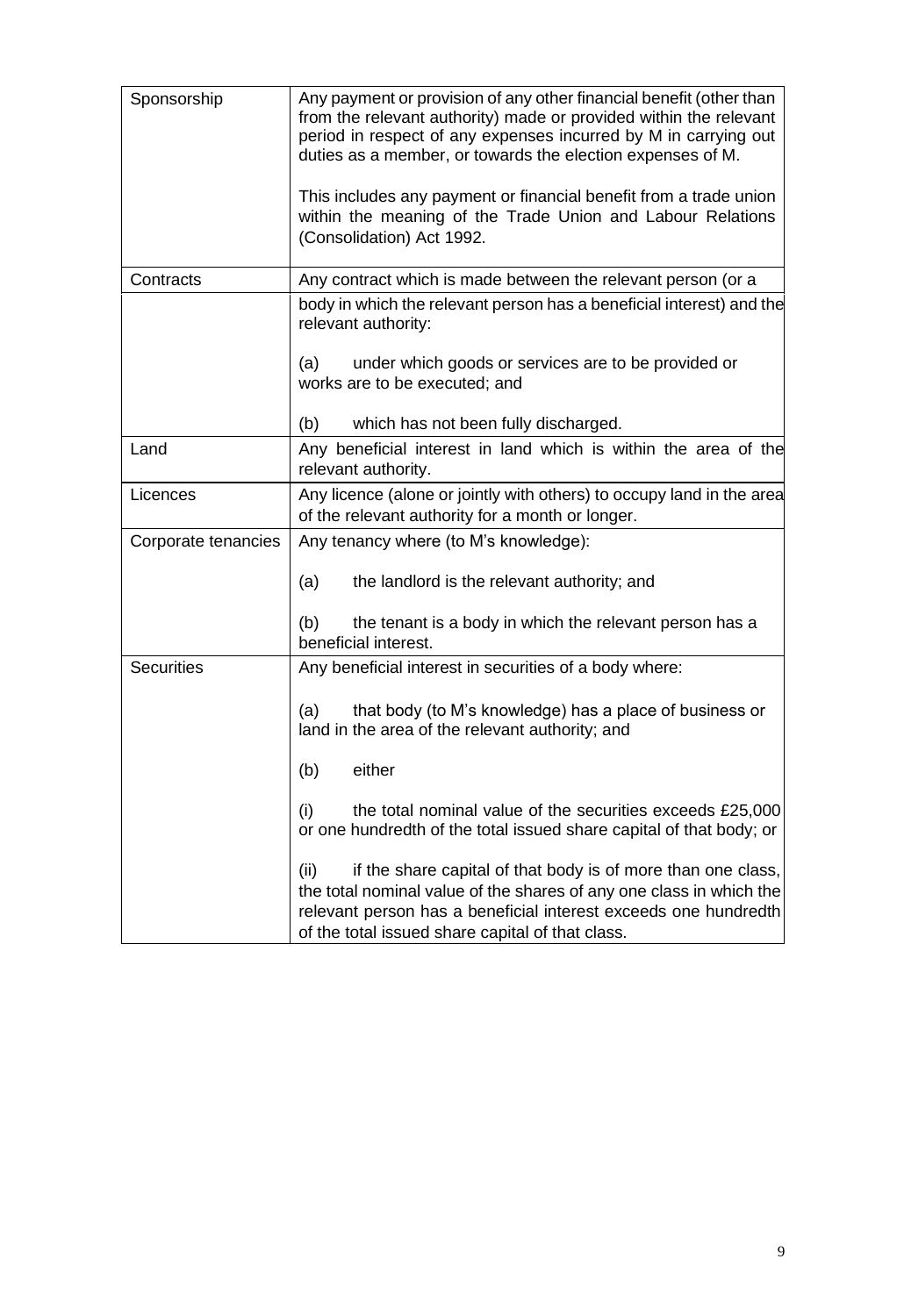| | |
|---|---|
| Sponsorship | Any payment or provision of any other financial benefit (other than from the relevant authority) made or provided within the relevant period in respect of any expenses incurred by M in carrying out duties as a member, or towards the election expenses of M.<br><br>This includes any payment or financial benefit from a trade union within the meaning of the Trade Union and Labour Relations (Consolidation) Act 1992. |
| Contracts | Any contract which is made between the relevant person (or a body in which the relevant person has a beneficial interest) and the relevant authority:<br><br>(a) under which goods or services are to be provided or works are to be executed; and<br><br>(b) which has not been fully discharged. |
| Land | Any beneficial interest in land which is within the area of the relevant authority. |
| Licences | Any licence (alone or jointly with others) to occupy land in the area of the relevant authority for a month or longer. |
| Corporate tenancies | Any tenancy where (to M's knowledge):<br><br>(a) the landlord is the relevant authority; and<br><br>(b) the tenant is a body in which the relevant person has a beneficial interest. |
| Securities | Any beneficial interest in securities of a body where:<br><br>(a) that body (to M's knowledge) has a place of business or land in the area of the relevant authority; and<br><br>(b) either<br><br>(i) the total nominal value of the securities exceeds £25,000 or one hundredth of the total issued share capital of that body; or<br><br>(ii) if the share capital of that body is of more than one class, the total nominal value of the shares of any one class in which the relevant person has a beneficial interest exceeds one hundredth of the total issued share capital of that class. |